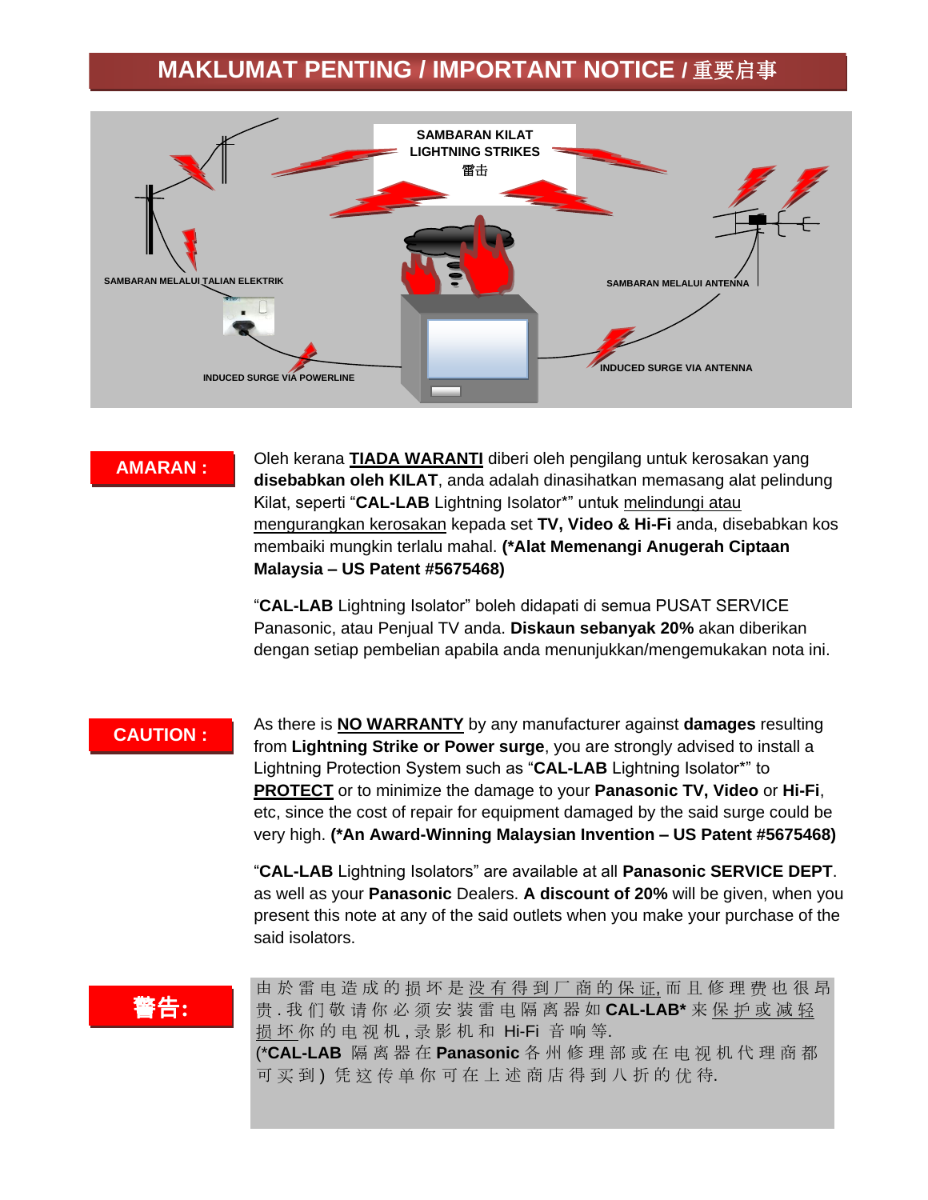# MAKLUMAT PENTING / IMPORTANT NOTICE / 重要启事

SAMBARAN KILAT
LIGHTNING STRIKES
雷击

SAMBARAN MELALUI TALIAN ELEKTRIK

SAMBARAN MELALUI ANTENNA

INDUCED SURGE VIA POWERLINE

INDUCED SURGE VIA ANTENNA

**AMARAN :**

Oleh kerana **<u>TIADA WARANTI</u>** diberi oleh pengilang untuk kerosakan yang **disebabkan oleh KILAT**, anda adalah dinasihatkan memasang alat pelindung Kilat, seperti "**CAL-LAB** Lightning Isolator*" untuk <u>melindungi atau mengurangkan kerosakan</u> kepada set **TV, Video & Hi-Fi** anda, disebabkan kos membaiki mungkin terlalu mahal. **(*Alat Memenangi Anugerah Ciptaan Malaysia – US Patent #5675468)**

"**CAL-LAB** Lightning Isolator" boleh didapati di semua PUSAT SERVICE Panasonic, atau Penjual TV anda. **Diskaun sebanyak 20%** akan diberikan dengan setiap pembelian apabila anda menunjukkan/mengemukakan nota ini.

**CAUTION :**

As there is **<u>NO WARRANTY</u>** by any manufacturer against **damages** resulting from **Lightning Strike or Power surge**, you are strongly advised to install a Lightning Protection System such as "**CAL-LAB** Lightning Isolator*" to **<u>PROTECT</u>** or to minimize the damage to your **Panasonic TV, Video** or **Hi-Fi**, etc, since the cost of repair for equipment damaged by the said surge could be very high. **(*An Award-Winning Malaysian Invention – US Patent #5675468)**

"**CAL-LAB** Lightning Isolators" are available at all **Panasonic SERVICE DEPT**. as well as your **Panasonic** Dealers. **A discount of 20%** will be given, when you present this note at any of the said outlets when you make your purchase of the said isolators.

**警告:**

由於雷电造成的损坏是没有得到<u>厂</u>商的保<u>证</u>,而且修理费也很昂贵.我们敬请你必须安装雷电隔离器如 **CAL-LAB*** 来<u>保护或减轻损坏</u>你的电视机,录影机和 Hi-Fi 音响等.
(***CAL-LAB** 隔离器在 **Panasonic** 各州修理部或在电视机代理商都可买到) 凭这传单你可在上述商店得到八折的优待.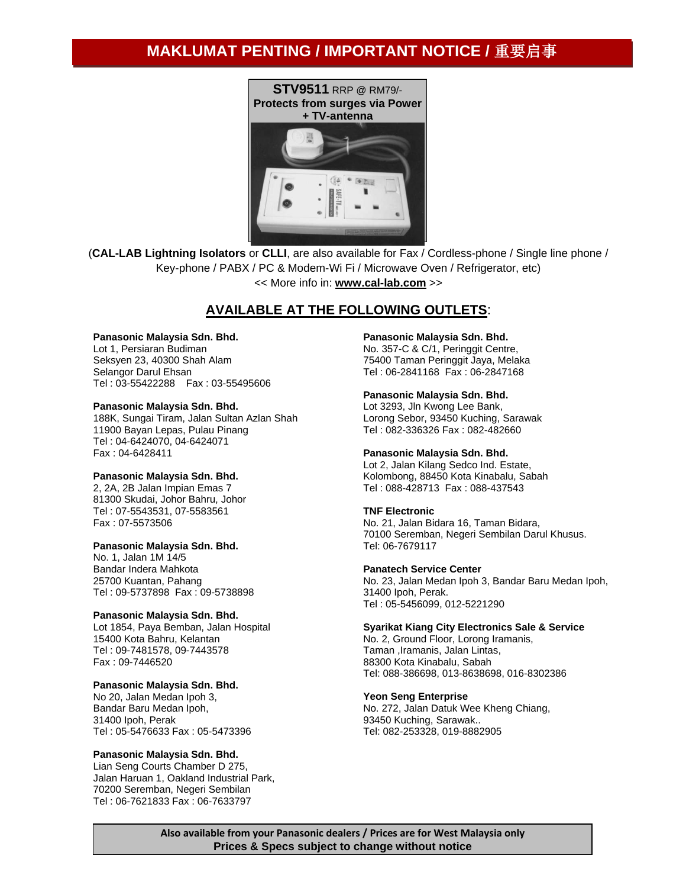# MAKLUMAT PENTING / IMPORTANT NOTICE / 重要启事

**STV9511** RRP @ RM79/-
**Protects from surges via Power + TV-antenna**

(**CAL-LAB Lightning Isolators** or **CLLI**, are also available for Fax / Cordless-phone / Single line phone / Key-phone / PABX / PC & Modem-Wi Fi / Microwave Oven / Refrigerator, etc)
<< More info in: **www.cal-lab.com** >>

## AVAILABLE AT THE FOLLOWING OUTLETS:

**Panasonic Malaysia Sdn. Bhd.**
Lot 1, Persiaran Budiman
Seksyen 23, 40300 Shah Alam
Selangor Darul Ehsan
Tel : 03-55422288 Fax : 03-55495606

**Panasonic Malaysia Sdn. Bhd.**
188K, Sungai Tiram, Jalan Sultan Azlan Shah
11900 Bayan Lepas, Pulau Pinang
Tel : 04-6424070, 04-6424071
Fax : 04-6428411

**Panasonic Malaysia Sdn. Bhd.**
2, 2A, 2B Jalan Impian Emas 7
81300 Skudai, Johor Bahru, Johor
Tel : 07-5543531, 07-5583561
Fax : 07-5573506

**Panasonic Malaysia Sdn. Bhd.**
No. 1, Jalan 1M 14/5
Bandar Indera Mahkota
25700 Kuantan, Pahang
Tel : 09-5737898 Fax : 09-5738898

**Panasonic Malaysia Sdn. Bhd.**
Lot 1854, Paya Bemban, Jalan Hospital
15400 Kota Bahru, Kelantan
Tel : 09-7481578, 09-7443578
Fax : 09-7446520

**Panasonic Malaysia Sdn. Bhd.**
No 20, Jalan Medan Ipoh 3,
Bandar Baru Medan Ipoh,
31400 Ipoh, Perak
Tel : 05-5476633 Fax : 05-5473396

**Panasonic Malaysia Sdn. Bhd.**
Lian Seng Courts Chamber D 275,
Jalan Haruan 1, Oakland Industrial Park,
70200 Seremban, Negeri Sembilan
Tel : 06-7621833 Fax : 06-7633797

**Panasonic Malaysia Sdn. Bhd.**
No. 357-C & C/1, Peringgit Centre,
75400 Taman Peringgit Jaya, Melaka
Tel : 06-2841168 Fax : 06-2847168

**Panasonic Malaysia Sdn. Bhd.**
Lot 3293, Jln Kwong Lee Bank,
Lorong Sebor, 93450 Kuching, Sarawak
Tel : 082-336326 Fax : 082-482660

**Panasonic Malaysia Sdn. Bhd.**
Lot 2, Jalan Kilang Sedco Ind. Estate,
Kolombong, 88450 Kota Kinabalu, Sabah
Tel : 088-428713 Fax : 088-437543

**TNF Electronic**
No. 21, Jalan Bidara 16, Taman Bidara,
70100 Seremban, Negeri Sembilan Darul Khusus.
Tel: 06-7679117

**Panatech Service Center**
No. 23, Jalan Medan Ipoh 3, Bandar Baru Medan Ipoh,
31400 Ipoh, Perak.
Tel : 05-5456099, 012-5221290

**Syarikat Kiang City Electronics Sale & Service**
No. 2, Ground Floor, Lorong Iramanis,
Taman ,Iramanis, Jalan Lintas,
88300 Kota Kinabalu, Sabah
Tel: 088-386698, 013-8638698, 016-8302386

**Yeon Seng Enterprise**
No. 272, Jalan Datuk Wee Kheng Chiang,
93450 Kuching, Sarawak..
Tel: 082-253328, 019-8882905

**Also available from your Panasonic dealers / Prices are for West Malaysia only**
**Prices & Specs subject to change without notice**